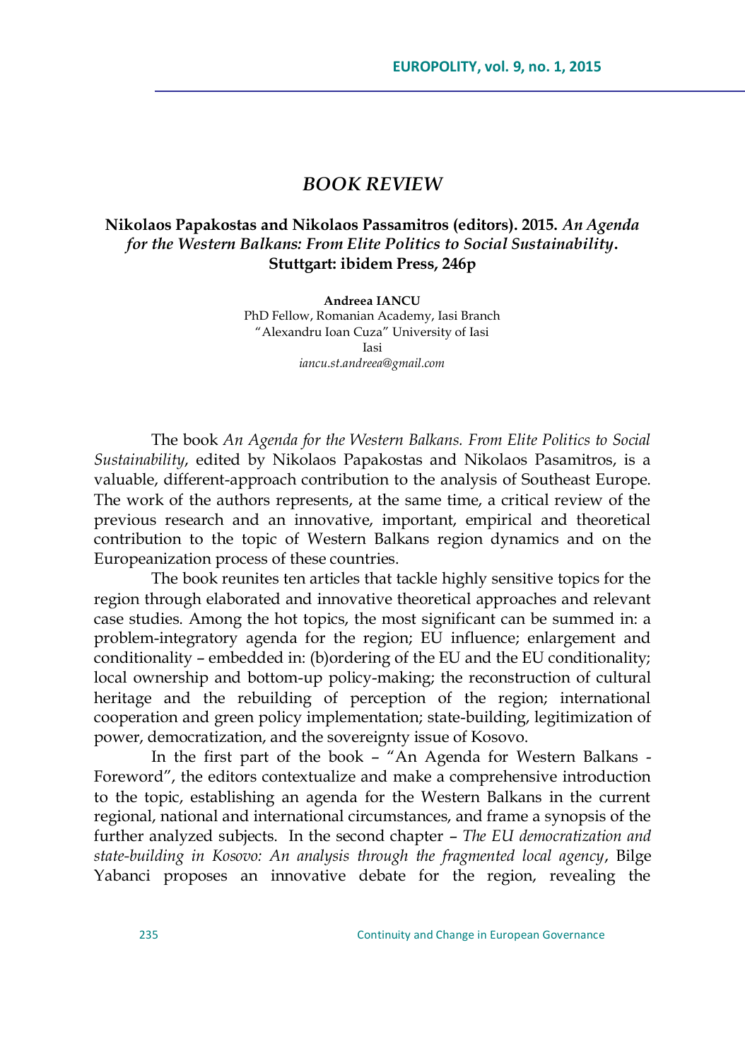# *BOOK REVIEW*

**Nikolaos Papakostas and Nikolaos Passamitros (editors). 2015. *An Agenda for the Western Balkans: From Elite Politics to Social Sustainability*. Stuttgart: ibidem Press, 246p**

**Andreea IANCU**
PhD Fellow, Romanian Academy, Iasi Branch
"Alexandru Ioan Cuza" University of Iasi
Iasi
*iancu.st.andreea@gmail.com*

The book *An Agenda for the Western Balkans. From Elite Politics to Social Sustainability*, edited by Nikolaos Papakostas and Nikolaos Pasamitros, is a valuable, different-approach contribution to the analysis of Southeast Europe. The work of the authors represents, at the same time, a critical review of the previous research and an innovative, important, empirical and theoretical contribution to the topic of Western Balkans region dynamics and on the Europeanization process of these countries.

The book reunites ten articles that tackle highly sensitive topics for the region through elaborated and innovative theoretical approaches and relevant case studies. Among the hot topics, the most significant can be summed in: a problem-integratory agenda for the region; EU influence; enlargement and conditionality – embedded in: (b)ordering of the EU and the EU conditionality; local ownership and bottom-up policy-making; the reconstruction of cultural heritage and the rebuilding of perception of the region; international cooperation and green policy implementation; state-building, legitimization of power, democratization, and the sovereignty issue of Kosovo.

In the first part of the book – "An Agenda for Western Balkans - Foreword", the editors contextualize and make a comprehensive introduction to the topic, establishing an agenda for the Western Balkans in the current regional, national and international circumstances, and frame a synopsis of the further analyzed subjects. In the second chapter – *The EU democratization and state-building in Kosovo: An analysis through the fragmented local agency*, Bilge Yabanci proposes an innovative debate for the region, revealing the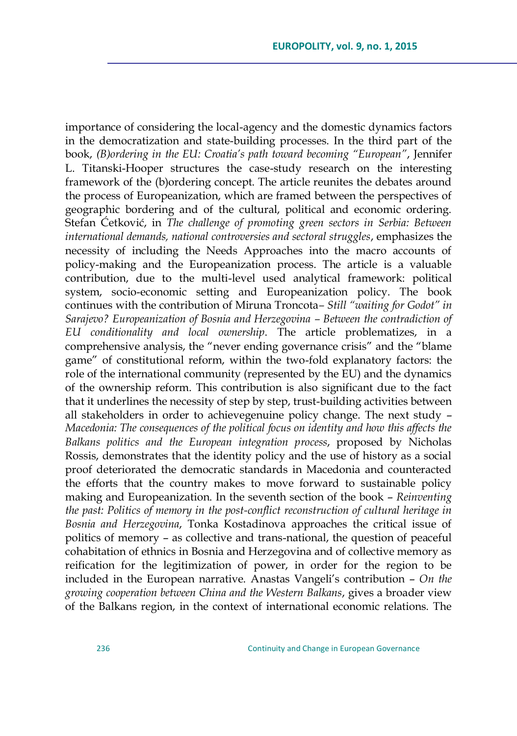importance of considering the local-agency and the domestic dynamics factors in the democratization and state-building processes. In the third part of the book, *(B)ordering in the EU: Croatia's path toward becoming "European"*, Jennifer L. Titanski-Hooper structures the case-study research on the interesting framework of the (b)ordering concept. The article reunites the debates around the process of Europeanization, which are framed between the perspectives of geographic bordering and of the cultural, political and economic ordering. Stefan Ćetković, in *The challenge of promoting green sectors in Serbia: Between international demands, national controversies and sectoral struggles*, emphasizes the necessity of including the Needs Approaches into the macro accounts of policy-making and the Europeanization process. The article is a valuable contribution, due to the multi-level used analytical framework: political system, socio-economic setting and Europeanization policy. The book continues with the contribution of Miruna Troncota– *Still "waiting for Godot" in Sarajevo? Europeanization of Bosnia and Herzegovina – Between the contradiction of EU conditionality and local ownership*. The article problematizes, in a comprehensive analysis, the "never ending governance crisis" and the "blame game" of constitutional reform, within the two-fold explanatory factors: the role of the international community (represented by the EU) and the dynamics of the ownership reform. This contribution is also significant due to the fact that it underlines the necessity of step by step, trust-building activities between all stakeholders in order to achievegenuine policy change. The next study – *Macedonia: The consequences of the political focus on identity and how this affects the Balkans politics and the European integration process*, proposed by Nicholas Rossis, demonstrates that the identity policy and the use of history as a social proof deteriorated the democratic standards in Macedonia and counteracted the efforts that the country makes to move forward to sustainable policy making and Europeanization. In the seventh section of the book – *Reinventing the past: Politics of memory in the post-conflict reconstruction of cultural heritage in Bosnia and Herzegovina*, Tonka Kostadinova approaches the critical issue of politics of memory – as collective and trans-national, the question of peaceful cohabitation of ethnics in Bosnia and Herzegovina and of collective memory as reification for the legitimization of power, in order for the region to be included in the European narrative. Anastas Vangeli's contribution – *On the growing cooperation between China and the Western Balkans*, gives a broader view of the Balkans region, in the context of international economic relations. The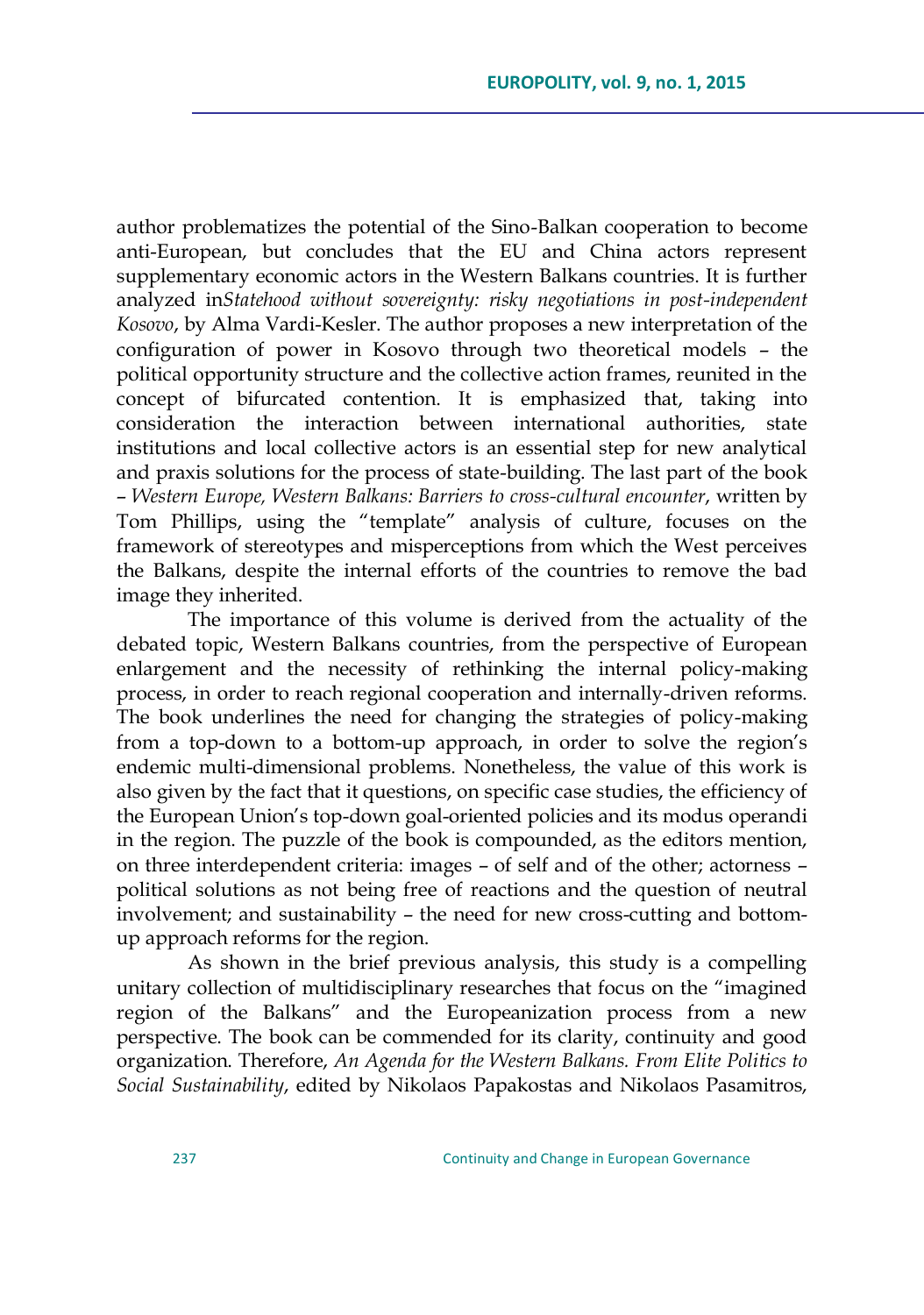author problematizes the potential of the Sino-Balkan cooperation to become anti-European, but concludes that the EU and China actors represent supplementary economic actors in the Western Balkans countries. It is further analyzed in*Statehood without sovereignty: risky negotiations in post-independent Kosovo*, by Alma Vardi-Kesler. The author proposes a new interpretation of the configuration of power in Kosovo through two theoretical models – the political opportunity structure and the collective action frames, reunited in the concept of bifurcated contention. It is emphasized that, taking into consideration the interaction between international authorities, state institutions and local collective actors is an essential step for new analytical and praxis solutions for the process of state-building. The last part of the book – *Western Europe, Western Balkans: Barriers to cross-cultural encounter*, written by Tom Phillips, using the "template" analysis of culture, focuses on the framework of stereotypes and misperceptions from which the West perceives the Balkans, despite the internal efforts of the countries to remove the bad image they inherited.

The importance of this volume is derived from the actuality of the debated topic, Western Balkans countries, from the perspective of European enlargement and the necessity of rethinking the internal policy-making process, in order to reach regional cooperation and internally-driven reforms. The book underlines the need for changing the strategies of policy-making from a top-down to a bottom-up approach, in order to solve the region's endemic multi-dimensional problems. Nonetheless, the value of this work is also given by the fact that it questions, on specific case studies, the efficiency of the European Union's top-down goal-oriented policies and its modus operandi in the region. The puzzle of the book is compounded, as the editors mention, on three interdependent criteria: images – of self and of the other; actorness – political solutions as not being free of reactions and the question of neutral involvement; and sustainability – the need for new cross-cutting and bottom-up approach reforms for the region.

As shown in the brief previous analysis, this study is a compelling unitary collection of multidisciplinary researches that focus on the "imagined region of the Balkans" and the Europeanization process from a new perspective. The book can be commended for its clarity, continuity and good organization. Therefore, *An Agenda for the Western Balkans. From Elite Politics to Social Sustainability*, edited by Nikolaos Papakostas and Nikolaos Pasamitros,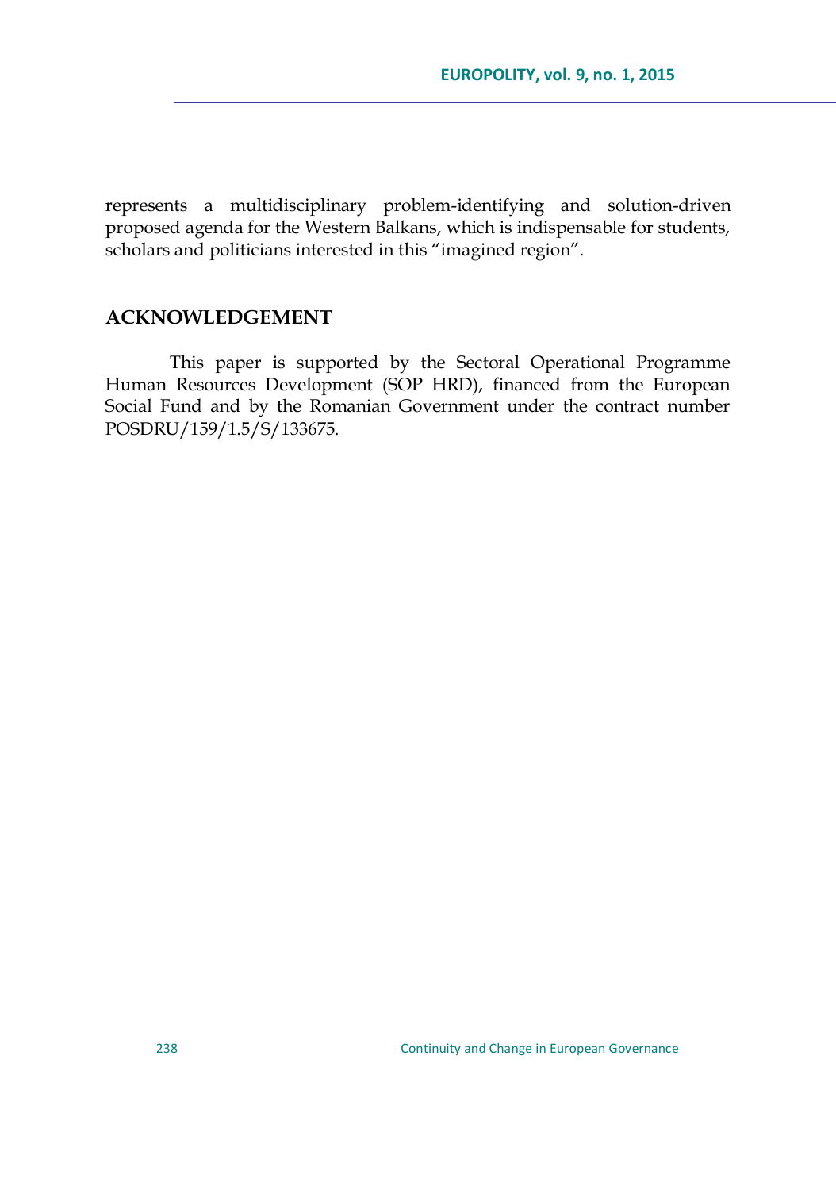represents a multidisciplinary problem-identifying and solution-driven proposed agenda for the Western Balkans, which is indispensable for students, scholars and politicians interested in this "imagined region".

## ACKNOWLEDGEMENT

This paper is supported by the Sectoral Operational Programme Human Resources Development (SOP HRD), financed from the European Social Fund and by the Romanian Government under the contract number POSDRU/159/1.5/S/133675.